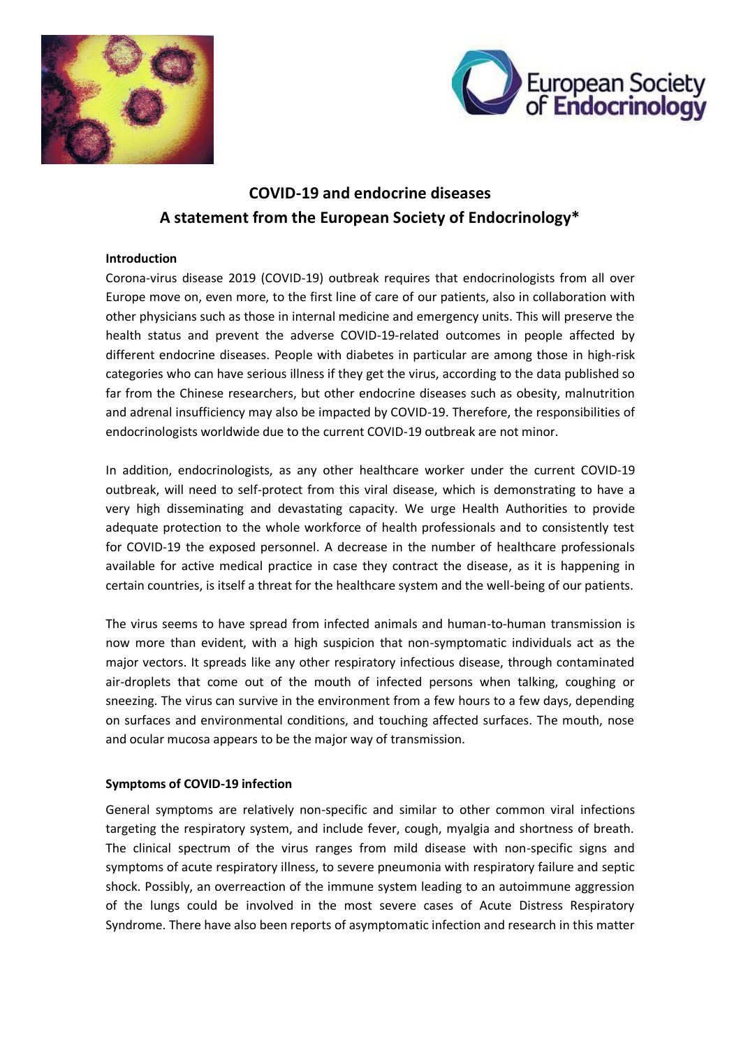# COVID-19 and endocrine diseases
# A statement from the European Society of Endocrinology*

**Introduction**

Corona-virus disease 2019 (COVID-19) outbreak requires that endocrinologists from all over Europe move on, even more, to the first line of care of our patients, also in collaboration with other physicians such as those in internal medicine and emergency units. This will preserve the health status and prevent the adverse COVID-19-related outcomes in people affected by different endocrine diseases. People with diabetes in particular are among those in high-risk categories who can have serious illness if they get the virus, according to the data published so far from the Chinese researchers, but other endocrine diseases such as obesity, malnutrition and adrenal insufficiency may also be impacted by COVID-19. Therefore, the responsibilities of endocrinologists worldwide due to the current COVID-19 outbreak are not minor.

In addition, endocrinologists, as any other healthcare worker under the current COVID-19 outbreak, will need to self-protect from this viral disease, which is demonstrating to have a very high disseminating and devastating capacity. We urge Health Authorities to provide adequate protection to the whole workforce of health professionals and to consistently test for COVID-19 the exposed personnel. A decrease in the number of healthcare professionals available for active medical practice in case they contract the disease, as it is happening in certain countries, is itself a threat for the healthcare system and the well-being of our patients.

The virus seems to have spread from infected animals and human-to-human transmission is now more than evident, with a high suspicion that non-symptomatic individuals act as the major vectors. It spreads like any other respiratory infectious disease, through contaminated air-droplets that come out of the mouth of infected persons when talking, coughing or sneezing. The virus can survive in the environment from a few hours to a few days, depending on surfaces and environmental conditions, and touching affected surfaces. The mouth, nose and ocular mucosa appears to be the major way of transmission.

**Symptoms of COVID-19 infection**

General symptoms are relatively non-specific and similar to other common viral infections targeting the respiratory system, and include fever, cough, myalgia and shortness of breath. The clinical spectrum of the virus ranges from mild disease with non-specific signs and symptoms of acute respiratory illness, to severe pneumonia with respiratory failure and septic shock. Possibly, an overreaction of the immune system leading to an autoimmune aggression of the lungs could be involved in the most severe cases of Acute Distress Respiratory Syndrome. There have also been reports of asymptomatic infection and research in this matter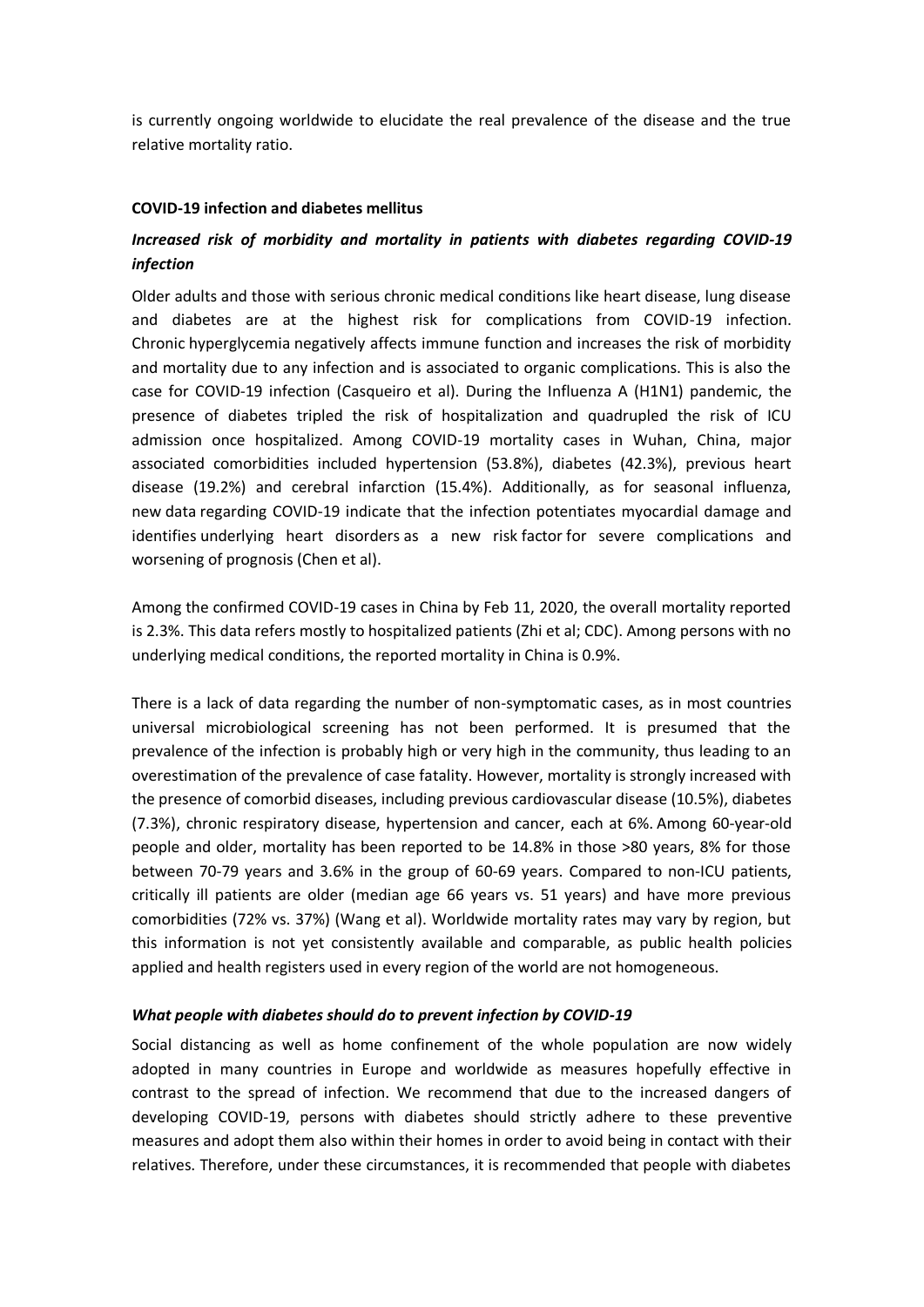is currently ongoing worldwide to elucidate the real prevalence of the disease and the true relative mortality ratio.

**COVID-19 infection and diabetes mellitus**

***Increased risk of morbidity and mortality in patients with diabetes regarding COVID-19 infection***

Older adults and those with serious chronic medical conditions like heart disease, lung disease and diabetes are at the highest risk for complications from COVID-19 infection. Chronic hyperglycemia negatively affects immune function and increases the risk of morbidity and mortality due to any infection and is associated to organic complications. This is also the case for COVID-19 infection (Casqueiro et al). During the Influenza A (H1N1) pandemic, the presence of diabetes tripled the risk of hospitalization and quadrupled the risk of ICU admission once hospitalized. Among COVID-19 mortality cases in Wuhan, China, major associated comorbidities included hypertension (53.8%), diabetes (42.3%), previous heart disease (19.2%) and cerebral infarction (15.4%). Additionally, as for seasonal influenza, new data regarding COVID-19 indicate that the infection potentiates myocardial damage and identifies underlying heart disorders as a new risk factor for severe complications and worsening of prognosis (Chen et al).

Among the confirmed COVID-19 cases in China by Feb 11, 2020, the overall mortality reported is 2.3%. This data refers mostly to hospitalized patients (Zhi et al; CDC). Among persons with no underlying medical conditions, the reported mortality in China is 0.9%.

There is a lack of data regarding the number of non-symptomatic cases, as in most countries universal microbiological screening has not been performed. It is presumed that the prevalence of the infection is probably high or very high in the community, thus leading to an overestimation of the prevalence of case fatality. However, mortality is strongly increased with the presence of comorbid diseases, including previous cardiovascular disease (10.5%), diabetes (7.3%), chronic respiratory disease, hypertension and cancer, each at 6%. Among 60-year-old people and older, mortality has been reported to be 14.8% in those >80 years, 8% for those between 70-79 years and 3.6% in the group of 60-69 years. Compared to non-ICU patients, critically ill patients are older (median age 66 years vs. 51 years) and have more previous comorbidities (72% vs. 37%) (Wang et al). Worldwide mortality rates may vary by region, but this information is not yet consistently available and comparable, as public health policies applied and health registers used in every region of the world are not homogeneous.

***What people with diabetes should do to prevent infection by COVID-19***

Social distancing as well as home confinement of the whole population are now widely adopted in many countries in Europe and worldwide as measures hopefully effective in contrast to the spread of infection. We recommend that due to the increased dangers of developing COVID-19, persons with diabetes should strictly adhere to these preventive measures and adopt them also within their homes in order to avoid being in contact with their relatives. Therefore, under these circumstances, it is recommended that people with diabetes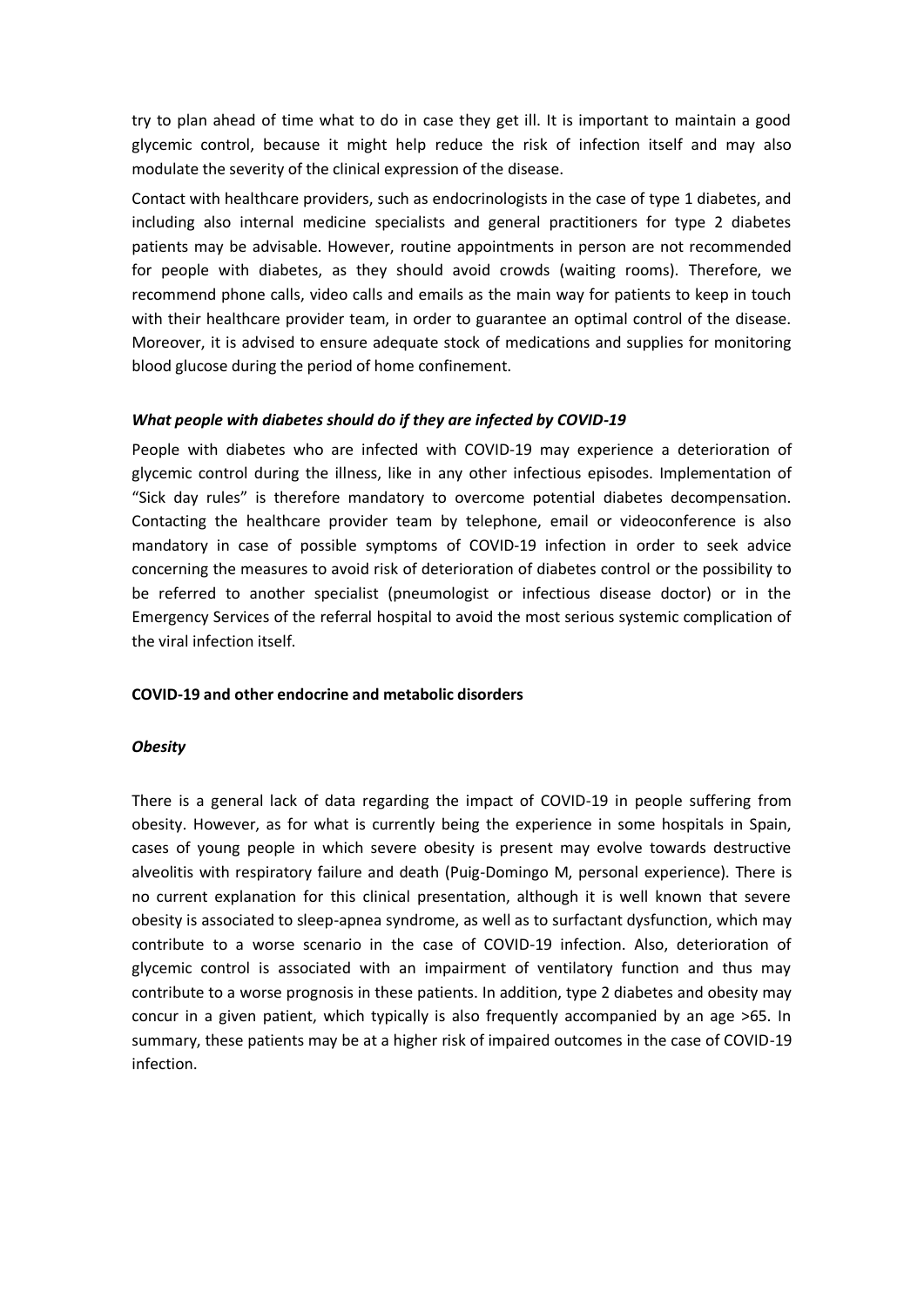try to plan ahead of time what to do in case they get ill. It is important to maintain a good glycemic control, because it might help reduce the risk of infection itself and may also modulate the severity of the clinical expression of the disease.

Contact with healthcare providers, such as endocrinologists in the case of type 1 diabetes, and including also internal medicine specialists and general practitioners for type 2 diabetes patients may be advisable. However, routine appointments in person are not recommended for people with diabetes, as they should avoid crowds (waiting rooms). Therefore, we recommend phone calls, video calls and emails as the main way for patients to keep in touch with their healthcare provider team, in order to guarantee an optimal control of the disease. Moreover, it is advised to ensure adequate stock of medications and supplies for monitoring blood glucose during the period of home confinement.

### *What people with diabetes should do if they are infected by COVID-19*

People with diabetes who are infected with COVID-19 may experience a deterioration of glycemic control during the illness, like in any other infectious episodes. Implementation of "Sick day rules" is therefore mandatory to overcome potential diabetes decompensation. Contacting the healthcare provider team by telephone, email or videoconference is also mandatory in case of possible symptoms of COVID-19 infection in order to seek advice concerning the measures to avoid risk of deterioration of diabetes control or the possibility to be referred to another specialist (pneumologist or infectious disease doctor) or in the Emergency Services of the referral hospital to avoid the most serious systemic complication of the viral infection itself.

## COVID-19 and other endocrine and metabolic disorders

### *Obesity*

There is a general lack of data regarding the impact of COVID-19 in people suffering from obesity. However, as for what is currently being the experience in some hospitals in Spain, cases of young people in which severe obesity is present may evolve towards destructive alveolitis with respiratory failure and death (Puig-Domingo M, personal experience). There is no current explanation for this clinical presentation, although it is well known that severe obesity is associated to sleep-apnea syndrome, as well as to surfactant dysfunction, which may contribute to a worse scenario in the case of COVID-19 infection. Also, deterioration of glycemic control is associated with an impairment of ventilatory function and thus may contribute to a worse prognosis in these patients. In addition, type 2 diabetes and obesity may concur in a given patient, which typically is also frequently accompanied by an age >65. In summary, these patients may be at a higher risk of impaired outcomes in the case of COVID-19 infection.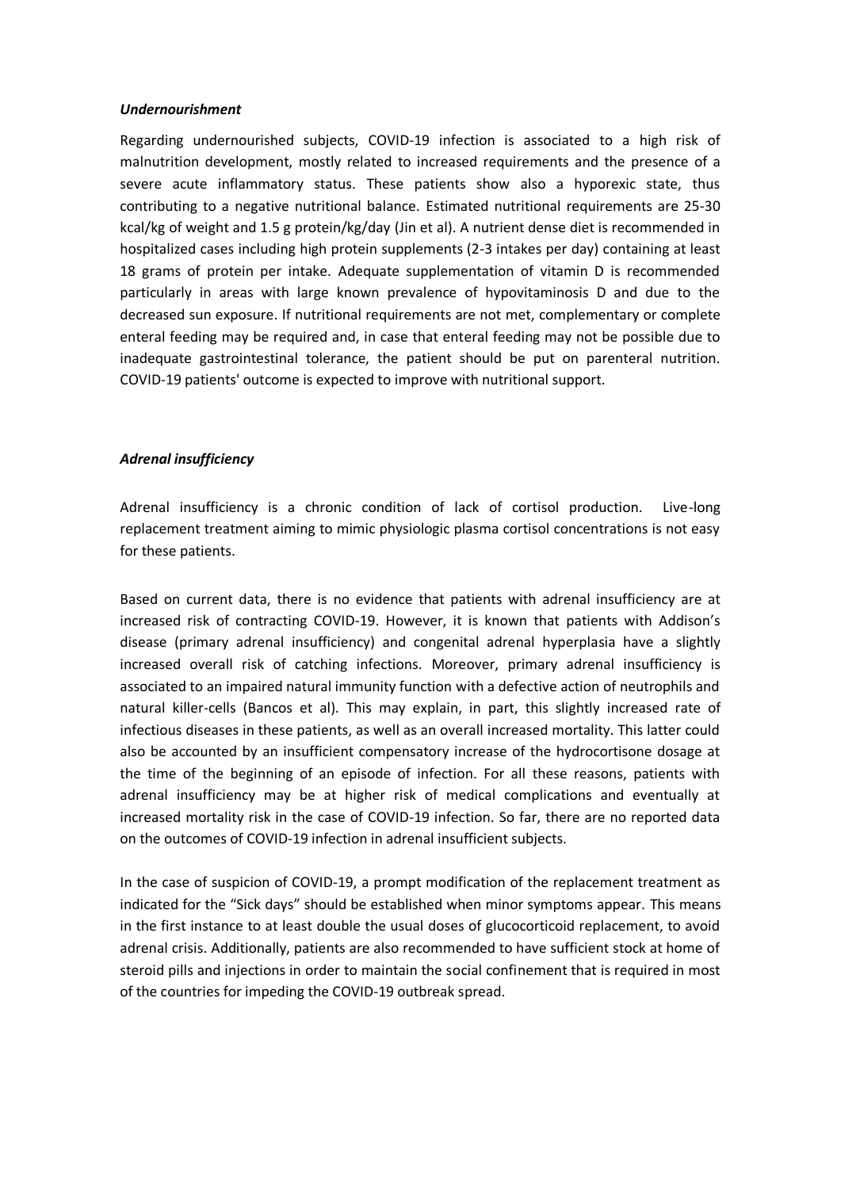### *Undernourishment*

Regarding undernourished subjects, COVID-19 infection is associated to a high risk of malnutrition development, mostly related to increased requirements and the presence of a severe acute inflammatory status. These patients show also a hyporexic state, thus contributing to a negative nutritional balance. Estimated nutritional requirements are 25-30 kcal/kg of weight and 1.5 g protein/kg/day (Jin et al). A nutrient dense diet is recommended in hospitalized cases including high protein supplements (2-3 intakes per day) containing at least 18 grams of protein per intake. Adequate supplementation of vitamin D is recommended particularly in areas with large known prevalence of hypovitaminosis D and due to the decreased sun exposure. If nutritional requirements are not met, complementary or complete enteral feeding may be required and, in case that enteral feeding may not be possible due to inadequate gastrointestinal tolerance, the patient should be put on parenteral nutrition. COVID-19 patients' outcome is expected to improve with nutritional support.

### *Adrenal insufficiency*

Adrenal insufficiency is a chronic condition of lack of cortisol production. Live-long replacement treatment aiming to mimic physiologic plasma cortisol concentrations is not easy for these patients.

Based on current data, there is no evidence that patients with adrenal insufficiency are at increased risk of contracting COVID-19. However, it is known that patients with Addison's disease (primary adrenal insufficiency) and congenital adrenal hyperplasia have a slightly increased overall risk of catching infections. Moreover, primary adrenal insufficiency is associated to an impaired natural immunity function with a defective action of neutrophils and natural killer-cells (Bancos et al). This may explain, in part, this slightly increased rate of infectious diseases in these patients, as well as an overall increased mortality. This latter could also be accounted by an insufficient compensatory increase of the hydrocortisone dosage at the time of the beginning of an episode of infection. For all these reasons, patients with adrenal insufficiency may be at higher risk of medical complications and eventually at increased mortality risk in the case of COVID-19 infection. So far, there are no reported data on the outcomes of COVID-19 infection in adrenal insufficient subjects.

In the case of suspicion of COVID-19, a prompt modification of the replacement treatment as indicated for the "Sick days" should be established when minor symptoms appear. This means in the first instance to at least double the usual doses of glucocorticoid replacement, to avoid adrenal crisis. Additionally, patients are also recommended to have sufficient stock at home of steroid pills and injections in order to maintain the social confinement that is required in most of the countries for impeding the COVID-19 outbreak spread.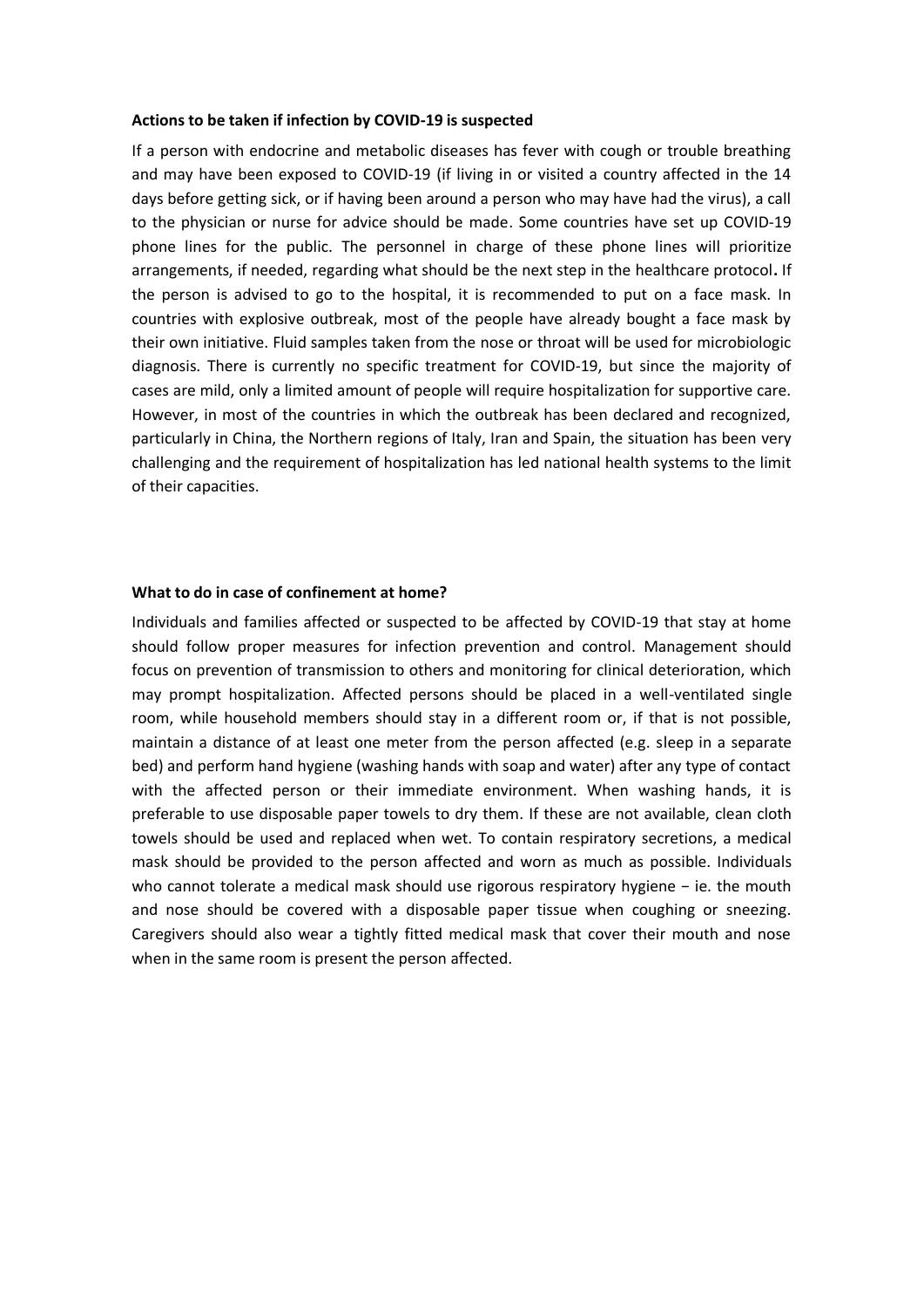**Actions to be taken if infection by COVID-19 is suspected**

If a person with endocrine and metabolic diseases has fever with cough or trouble breathing and may have been exposed to COVID-19 (if living in or visited a country affected in the 14 days before getting sick, or if having been around a person who may have had the virus), a call to the physician or nurse for advice should be made. Some countries have set up COVID-19 phone lines for the public. The personnel in charge of these phone lines will prioritize arrangements, if needed, regarding what should be the next step in the healthcare protocol**.** If the person is advised to go to the hospital, it is recommended to put on a face mask. In countries with explosive outbreak, most of the people have already bought a face mask by their own initiative. Fluid samples taken from the nose or throat will be used for microbiologic diagnosis. There is currently no specific treatment for COVID-19, but since the majority of cases are mild, only a limited amount of people will require hospitalization for supportive care. However, in most of the countries in which the outbreak has been declared and recognized, particularly in China, the Northern regions of Italy, Iran and Spain, the situation has been very challenging and the requirement of hospitalization has led national health systems to the limit of their capacities.

**What to do in case of confinement at home?**

Individuals and families affected or suspected to be affected by COVID-19 that stay at home should follow proper measures for infection prevention and control. Management should focus on prevention of transmission to others and monitoring for clinical deterioration, which may prompt hospitalization. Affected persons should be placed in a well-ventilated single room, while household members should stay in a different room or, if that is not possible, maintain a distance of at least one meter from the person affected (e.g. sleep in a separate bed) and perform hand hygiene (washing hands with soap and water) after any type of contact with the affected person or their immediate environment. When washing hands, it is preferable to use disposable paper towels to dry them. If these are not available, clean cloth towels should be used and replaced when wet. To contain respiratory secretions, a medical mask should be provided to the person affected and worn as much as possible. Individuals who cannot tolerate a medical mask should use rigorous respiratory hygiene − ie. the mouth and nose should be covered with a disposable paper tissue when coughing or sneezing. Caregivers should also wear a tightly fitted medical mask that cover their mouth and nose when in the same room is present the person affected.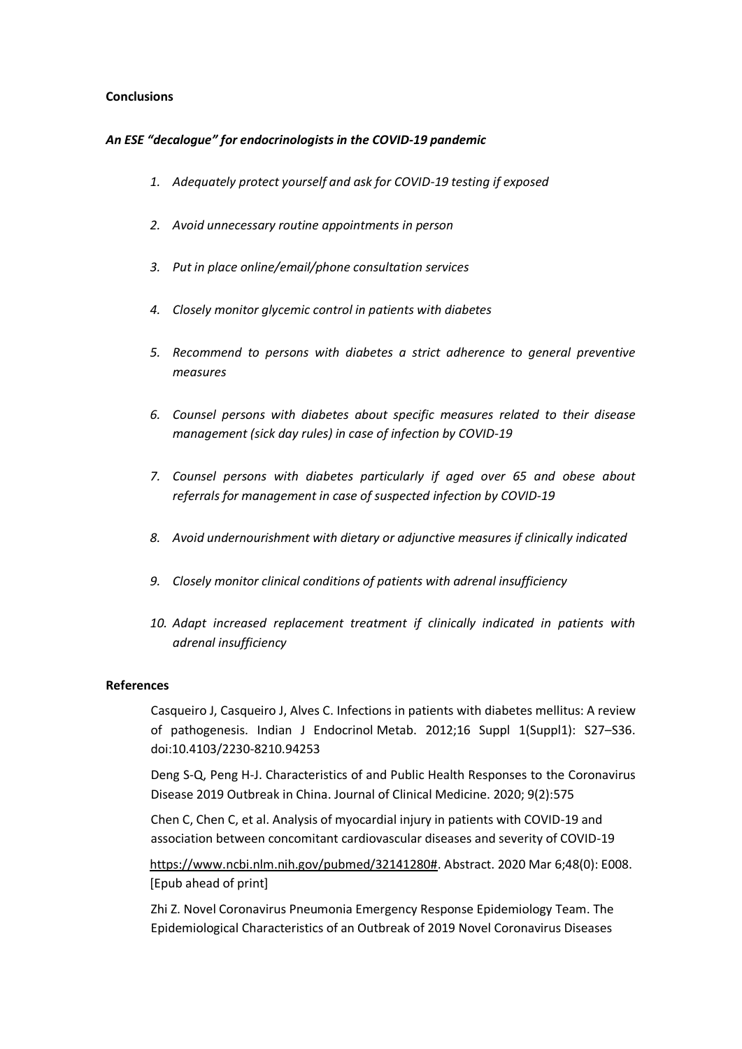**Conclusions**

***An ESE "decalogue" for endocrinologists in the COVID-19 pandemic***

1. *Adequately protect yourself and ask for COVID-19 testing if exposed*
2. *Avoid unnecessary routine appointments in person*
3. *Put in place online/email/phone consultation services*
4. *Closely monitor glycemic control in patients with diabetes*
5. *Recommend to persons with diabetes a strict adherence to general preventive measures*
6. *Counsel persons with diabetes about specific measures related to their disease management (sick day rules) in case of infection by COVID-19*
7. *Counsel persons with diabetes particularly if aged over 65 and obese about referrals for management in case of suspected infection by COVID-19*
8. *Avoid undernourishment with dietary or adjunctive measures if clinically indicated*
9. *Closely monitor clinical conditions of patients with adrenal insufficiency*
10. *Adapt increased replacement treatment if clinically indicated in patients with adrenal insufficiency*

**References**

Casqueiro J, Casqueiro J, Alves C. Infections in patients with diabetes mellitus: A review of pathogenesis. Indian J Endocrinol Metab. 2012;16 Suppl 1(Suppl1): S27–S36. doi:10.4103/2230-8210.94253

Deng S-Q, Peng H-J. Characteristics of and Public Health Responses to the Coronavirus Disease 2019 Outbreak in China. Journal of Clinical Medicine. 2020; 9(2):575

Chen C, Chen C, et al. Analysis of myocardial injury in patients with COVID-19 and association between concomitant cardiovascular diseases and severity of COVID-19

https://www.ncbi.nlm.nih.gov/pubmed/32141280#. Abstract. 2020 Mar 6;48(0): E008. [Epub ahead of print]

Zhi Z. Novel Coronavirus Pneumonia Emergency Response Epidemiology Team. The Epidemiological Characteristics of an Outbreak of 2019 Novel Coronavirus Diseases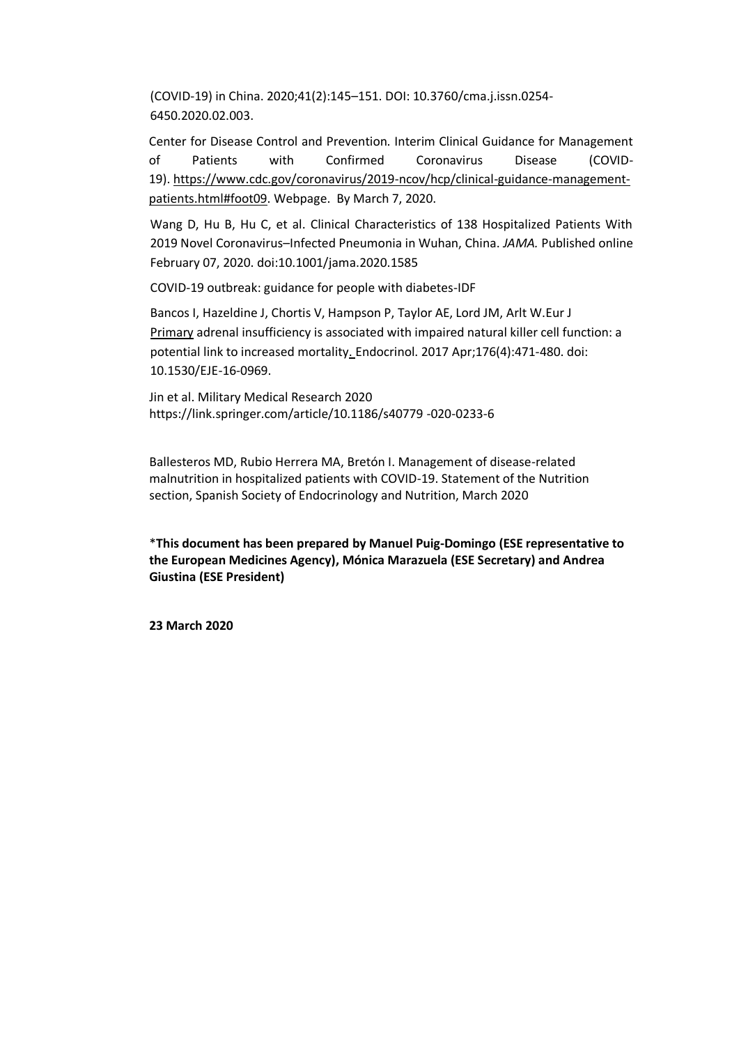(COVID-19) in China. 2020;41(2):145–151. DOI: 10.3760/cma.j.issn.0254-6450.2020.02.003.

Center for Disease Control and Prevention. Interim Clinical Guidance for Management of Patients with Confirmed Coronavirus Disease (COVID-19). https://www.cdc.gov/coronavirus/2019-ncov/hcp/clinical-guidance-management-patients.html#foot09. Webpage. By March 7, 2020.

Wang D, Hu B, Hu C, et al. Clinical Characteristics of 138 Hospitalized Patients With 2019 Novel Coronavirus–Infected Pneumonia in Wuhan, China. *JAMA.* Published online February 07, 2020. doi:10.1001/jama.2020.1585

COVID-19 outbreak: guidance for people with diabetes-IDF

Bancos I, Hazeldine J, Chortis V, Hampson P, Taylor AE, Lord JM, Arlt W.Eur J Primary adrenal insufficiency is associated with impaired natural killer cell function: a potential link to increased mortality. Endocrinol. 2017 Apr;176(4):471-480. doi: 10.1530/EJE-16-0969.

Jin et al. Military Medical Research 2020 https://link.springer.com/article/10.1186/s40779 -020-0233-6

Ballesteros MD, Rubio Herrera MA, Bretón I. Management of disease-related malnutrition in hospitalized patients with COVID-19. Statement of the Nutrition section, Spanish Society of Endocrinology and Nutrition, March 2020

*​**This document has been prepared by Manuel Puig-Domingo (ESE representative to the European Medicines Agency), Mónica Marazuela (ESE Secretary) and Andrea Giustina (ESE President)**

**23 March 2020**